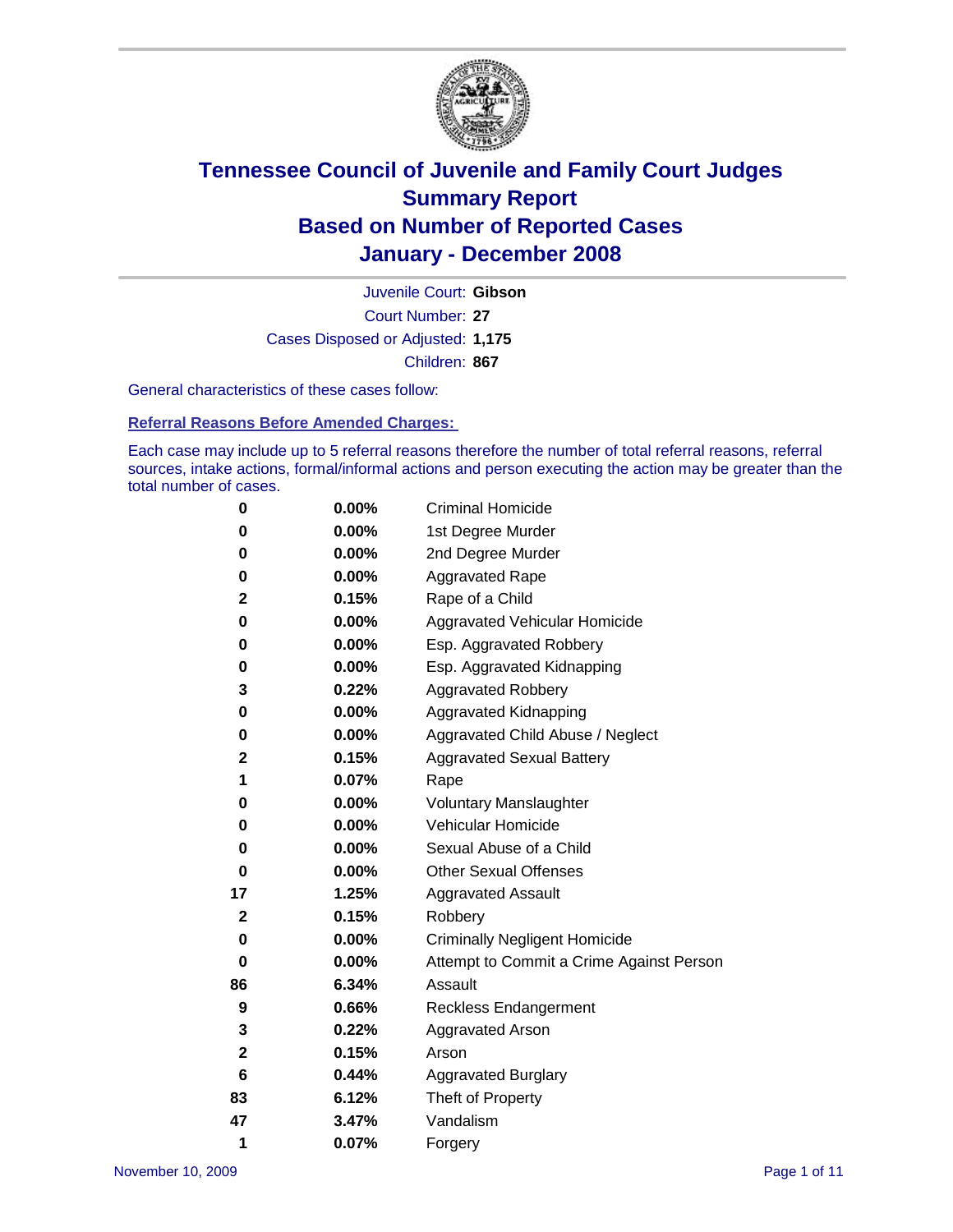# Tennessee Council of Juvenile and Family Court Judges
# Summary Report
# Based on Number of Reported Cases
# January - December 2008

Juvenile Court: **Gibson**

Court Number: **27**

Cases Disposed or Adjusted: **1,175**

Children: **867**

General characteristics of these cases follow:

## Referral Reasons Before Amended Charges:

Each case may include up to 5 referral reasons therefore the number of total referral reasons, referral sources, intake actions, formal/informal actions and person executing the action may be greater than the total number of cases.

| | | |
|---|---|---|
| 0 | 0.00% | Criminal Homicide |
| 0 | 0.00% | 1st Degree Murder |
| 0 | 0.00% | 2nd Degree Murder |
| 0 | 0.00% | Aggravated Rape |
| 2 | 0.15% | Rape of a Child |
| 0 | 0.00% | Aggravated Vehicular Homicide |
| 0 | 0.00% | Esp. Aggravated Robbery |
| 0 | 0.00% | Esp. Aggravated Kidnapping |
| 3 | 0.22% | Aggravated Robbery |
| 0 | 0.00% | Aggravated Kidnapping |
| 0 | 0.00% | Aggravated Child Abuse / Neglect |
| 2 | 0.15% | Aggravated Sexual Battery |
| 1 | 0.07% | Rape |
| 0 | 0.00% | Voluntary Manslaughter |
| 0 | 0.00% | Vehicular Homicide |
| 0 | 0.00% | Sexual Abuse of a Child |
| 0 | 0.00% | Other Sexual Offenses |
| 17 | 1.25% | Aggravated Assault |
| 2 | 0.15% | Robbery |
| 0 | 0.00% | Criminally Negligent Homicide |
| 0 | 0.00% | Attempt to Commit a Crime Against Person |
| 86 | 6.34% | Assault |
| 9 | 0.66% | Reckless Endangerment |
| 3 | 0.22% | Aggravated Arson |
| 2 | 0.15% | Arson |
| 6 | 0.44% | Aggravated Burglary |
| 83 | 6.12% | Theft of Property |
| 47 | 3.47% | Vandalism |
| 1 | 0.07% | Forgery |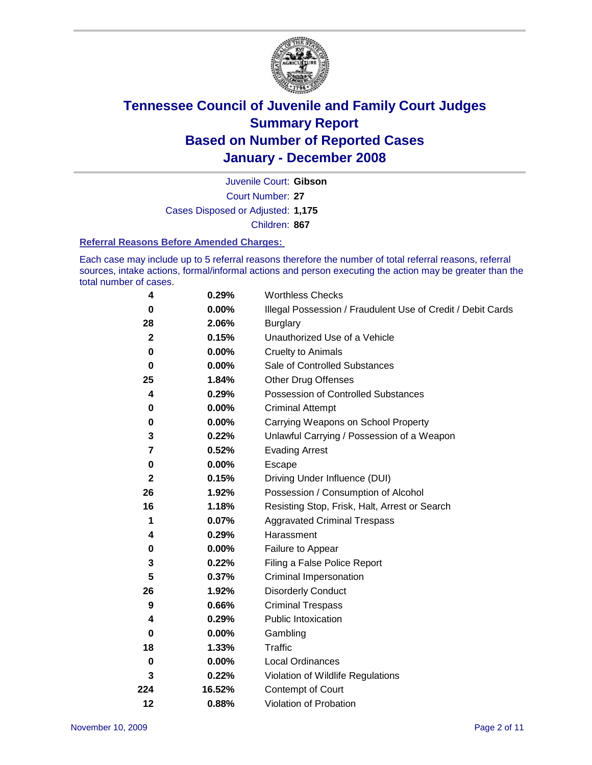# Tennessee Council of Juvenile and Family Court Judges Summary Report Based on Number of Reported Cases January - December 2008

Juvenile Court: **Gibson**

Court Number: **27**

Cases Disposed or Adjusted: **1,175**

Children: **867**

### Referral Reasons Before Amended Charges:

Each case may include up to 5 referral reasons therefore the number of total referral reasons, referral sources, intake actions, formal/informal actions and person executing the action may be greater than the total number of cases.

| | | |
|---|---|---|
| 4 | 0.29% | Worthless Checks |
| 0 | 0.00% | Illegal Possession / Fraudulent Use of Credit / Debit Cards |
| 28 | 2.06% | Burglary |
| 2 | 0.15% | Unauthorized Use of a Vehicle |
| 0 | 0.00% | Cruelty to Animals |
| 0 | 0.00% | Sale of Controlled Substances |
| 25 | 1.84% | Other Drug Offenses |
| 4 | 0.29% | Possession of Controlled Substances |
| 0 | 0.00% | Criminal Attempt |
| 0 | 0.00% | Carrying Weapons on School Property |
| 3 | 0.22% | Unlawful Carrying / Possession of a Weapon |
| 7 | 0.52% | Evading Arrest |
| 0 | 0.00% | Escape |
| 2 | 0.15% | Driving Under Influence (DUI) |
| 26 | 1.92% | Possession / Consumption of Alcohol |
| 16 | 1.18% | Resisting Stop, Frisk, Halt, Arrest or Search |
| 1 | 0.07% | Aggravated Criminal Trespass |
| 4 | 0.29% | Harassment |
| 0 | 0.00% | Failure to Appear |
| 3 | 0.22% | Filing a False Police Report |
| 5 | 0.37% | Criminal Impersonation |
| 26 | 1.92% | Disorderly Conduct |
| 9 | 0.66% | Criminal Trespass |
| 4 | 0.29% | Public Intoxication |
| 0 | 0.00% | Gambling |
| 18 | 1.33% | Traffic |
| 0 | 0.00% | Local Ordinances |
| 3 | 0.22% | Violation of Wildlife Regulations |
| 224 | 16.52% | Contempt of Court |
| 12 | 0.88% | Violation of Probation |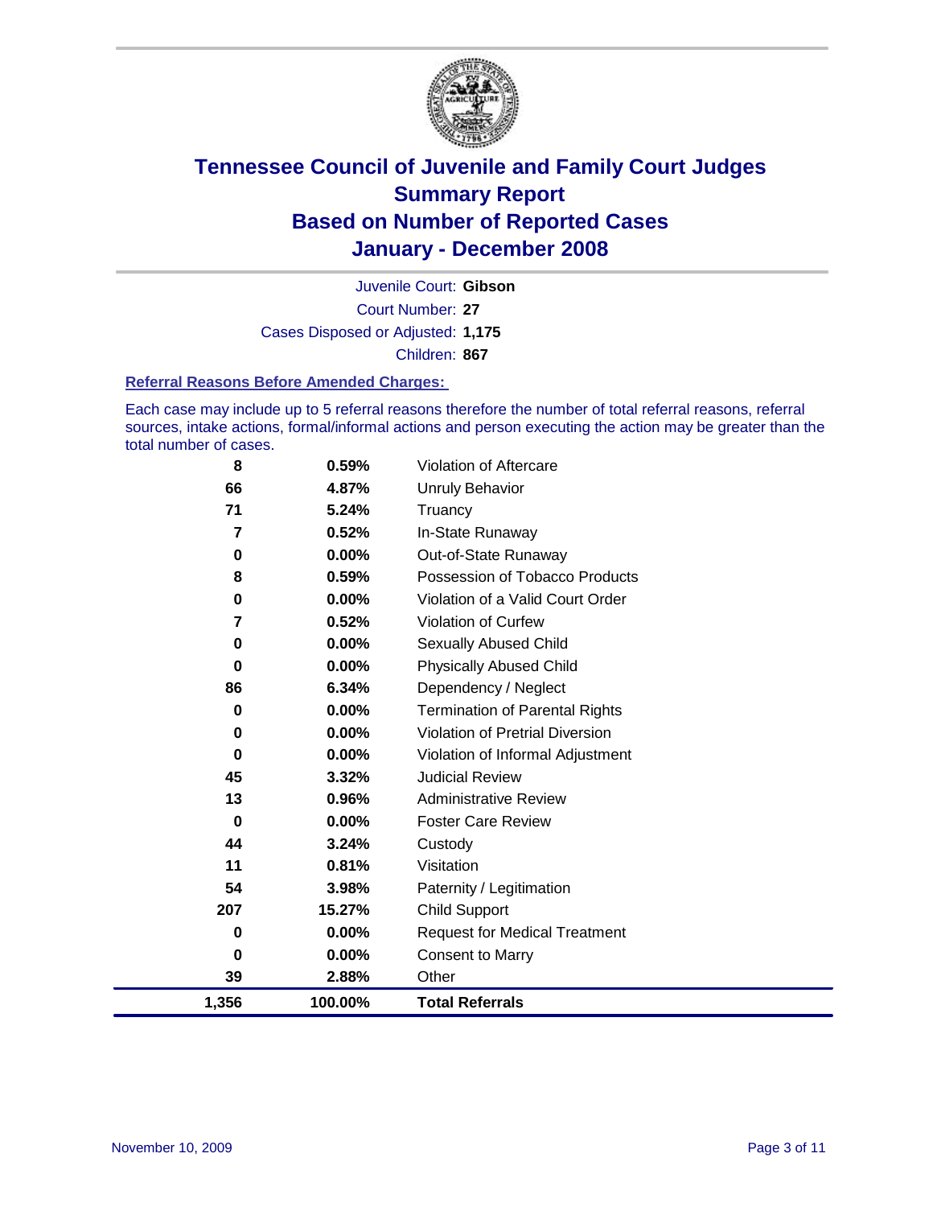# Tennessee Council of Juvenile and Family Court Judges
# Summary Report
# Based on Number of Reported Cases
# January - December 2008

Juvenile Court: **Gibson**

Court Number: **27**

Cases Disposed or Adjusted: **1,175**

Children: **867**

### Referral Reasons Before Amended Charges:

Each case may include up to 5 referral reasons therefore the number of total referral reasons, referral sources, intake actions, formal/informal actions and person executing the action may be greater than the total number of cases.

| | | |
|---|---|---|
| 8 | 0.59% | Violation of Aftercare |
| 66 | 4.87% | Unruly Behavior |
| 71 | 5.24% | Truancy |
| 7 | 0.52% | In-State Runaway |
| 0 | 0.00% | Out-of-State Runaway |
| 8 | 0.59% | Possession of Tobacco Products |
| 0 | 0.00% | Violation of a Valid Court Order |
| 7 | 0.52% | Violation of Curfew |
| 0 | 0.00% | Sexually Abused Child |
| 0 | 0.00% | Physically Abused Child |
| 86 | 6.34% | Dependency / Neglect |
| 0 | 0.00% | Termination of Parental Rights |
| 0 | 0.00% | Violation of Pretrial Diversion |
| 0 | 0.00% | Violation of Informal Adjustment |
| 45 | 3.32% | Judicial Review |
| 13 | 0.96% | Administrative Review |
| 0 | 0.00% | Foster Care Review |
| 44 | 3.24% | Custody |
| 11 | 0.81% | Visitation |
| 54 | 3.98% | Paternity / Legitimation |
| 207 | 15.27% | Child Support |
| 0 | 0.00% | Request for Medical Treatment |
| 0 | 0.00% | Consent to Marry |
| 39 | 2.88% | Other |
| **1,356** | **100.00%** | **Total Referrals** |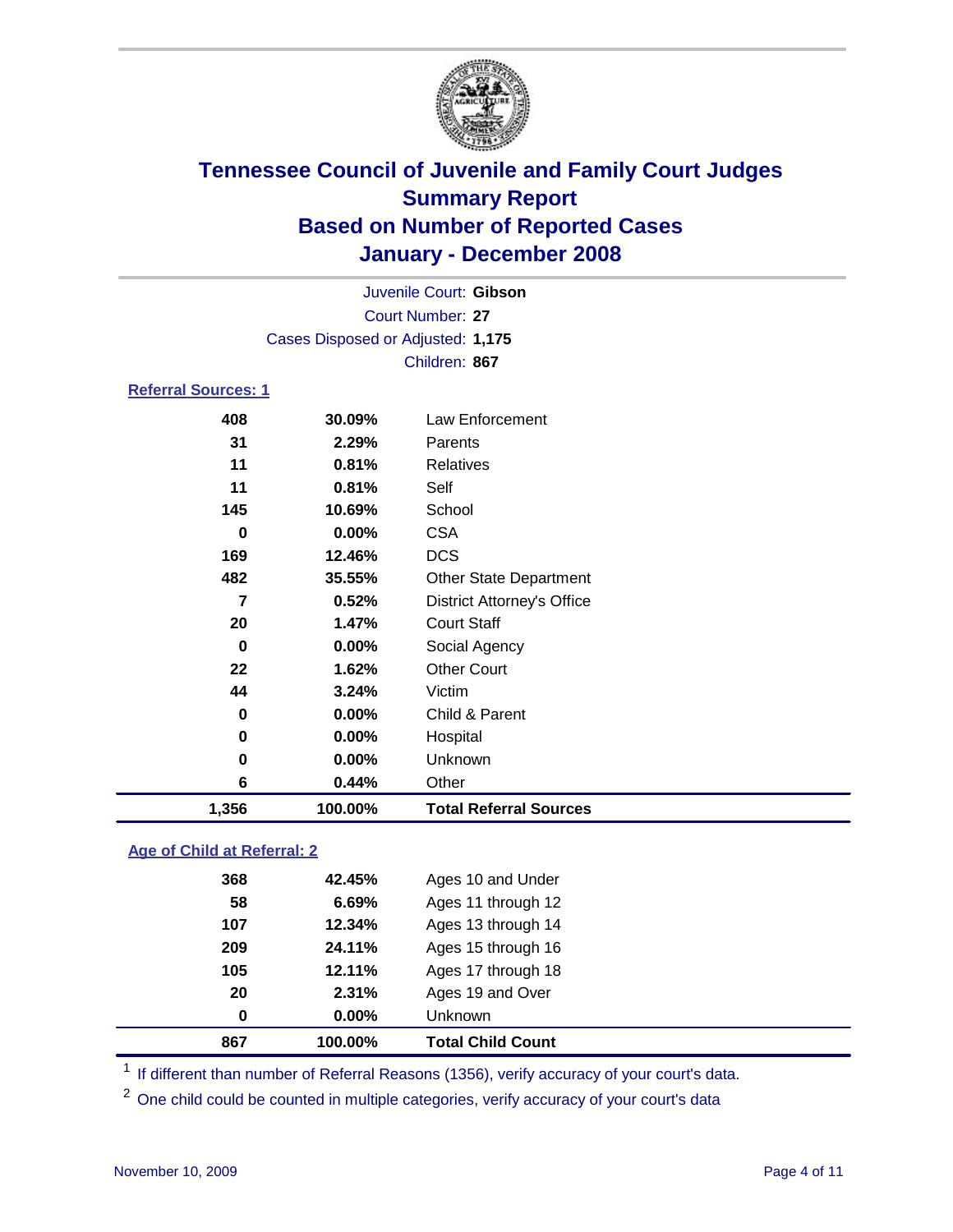# Tennessee Council of Juvenile and Family Court Judges
## Summary Report
## Based on Number of Reported Cases
## January - December 2008

Juvenile Court: **Gibson**
Court Number: **27**
Cases Disposed or Adjusted: **1,175**
Children: **867**

### Referral Sources: 1

| | | |
|---|---|---|
| 408 | 30.09% | Law Enforcement |
| 31 | 2.29% | Parents |
| 11 | 0.81% | Relatives |
| 11 | 0.81% | Self |
| 145 | 10.69% | School |
| 0 | 0.00% | CSA |
| 169 | 12.46% | DCS |
| 482 | 35.55% | Other State Department |
| 7 | 0.52% | District Attorney's Office |
| 20 | 1.47% | Court Staff |
| 0 | 0.00% | Social Agency |
| 22 | 1.62% | Other Court |
| 44 | 3.24% | Victim |
| 0 | 0.00% | Child & Parent |
| 0 | 0.00% | Hospital |
| 0 | 0.00% | Unknown |
| 6 | 0.44% | Other |
| **1,356** | **100.00%** | **Total Referral Sources** |

### Age of Child at Referral: 2

| | | |
|---|---|---|
| 368 | 42.45% | Ages 10 and Under |
| 58 | 6.69% | Ages 11 through 12 |
| 107 | 12.34% | Ages 13 through 14 |
| 209 | 24.11% | Ages 15 through 16 |
| 105 | 12.11% | Ages 17 through 18 |
| 20 | 2.31% | Ages 19 and Over |
| 0 | 0.00% | Unknown |
| **867** | **100.00%** | **Total Child Count** |

[1] If different than number of Referral Reasons (1356), verify accuracy of your court's data.

[2] One child could be counted in multiple categories, verify accuracy of your court's data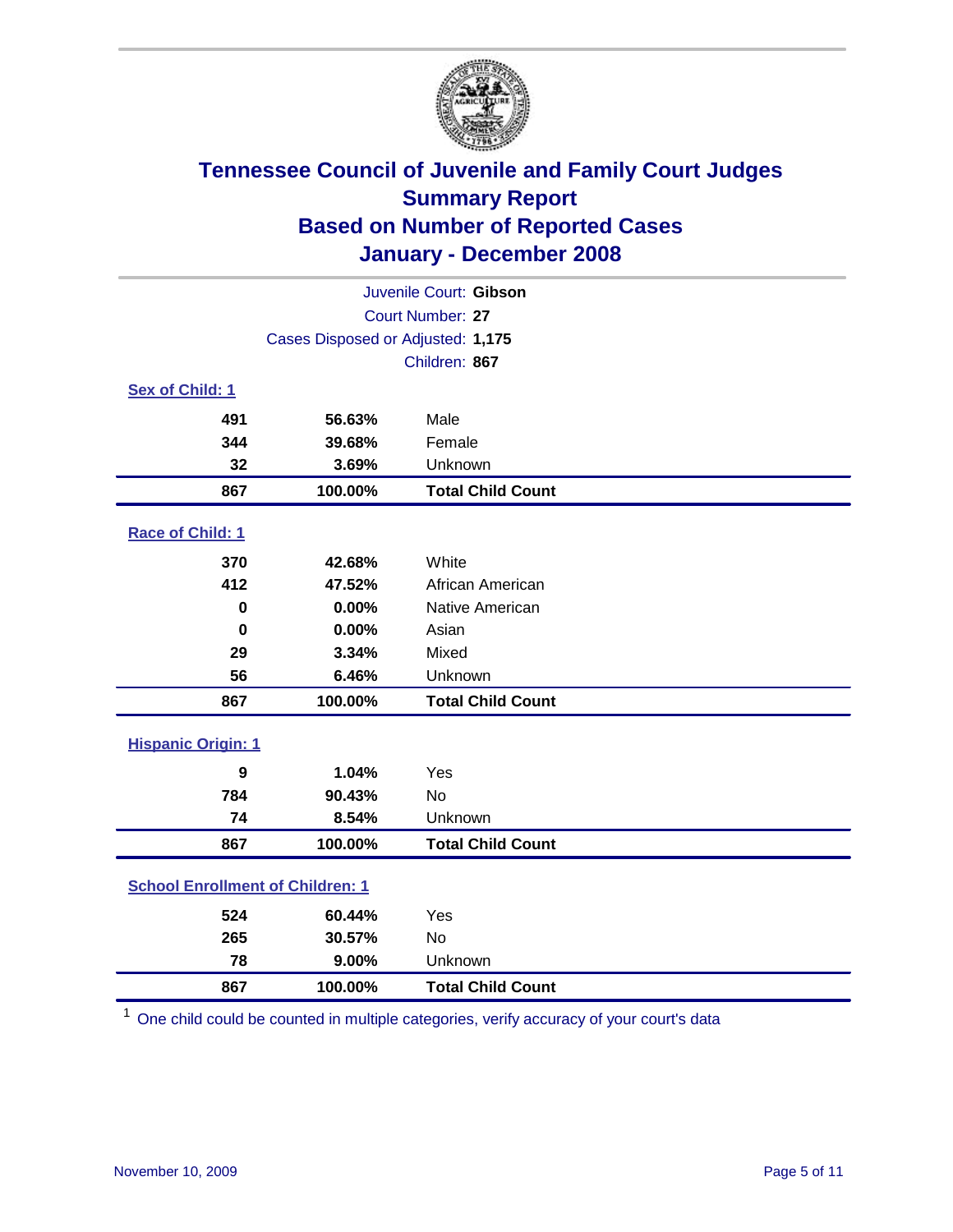# Tennessee Council of Juvenile and Family Court Judges
## Summary Report
## Based on Number of Reported Cases
## January - December 2008

Juvenile Court: **Gibson**
Court Number: **27**
Cases Disposed or Adjusted: **1,175**
Children: **867**

### Sex of Child: 1

| Count | Percent | Category |
|---|---|---|
| 491 | 56.63% | Male |
| 344 | 39.68% | Female |
| 32 | 3.69% | Unknown |
| **867** | **100.00%** | **Total Child Count** |

### Race of Child: 1

| Count | Percent | Category |
|---|---|---|
| 370 | 42.68% | White |
| 412 | 47.52% | African American |
| 0 | 0.00% | Native American |
| 0 | 0.00% | Asian |
| 29 | 3.34% | Mixed |
| 56 | 6.46% | Unknown |
| **867** | **100.00%** | **Total Child Count** |

### Hispanic Origin: 1

| Count | Percent | Category |
|---|---|---|
| 9 | 1.04% | Yes |
| 784 | 90.43% | No |
| 74 | 8.54% | Unknown |
| **867** | **100.00%** | **Total Child Count** |

### School Enrollment of Children: 1

| Count | Percent | Category |
|---|---|---|
| 524 | 60.44% | Yes |
| 265 | 30.57% | No |
| 78 | 9.00% | Unknown |
| **867** | **100.00%** | **Total Child Count** |

[1] One child could be counted in multiple categories, verify accuracy of your court's data

November 10, 2009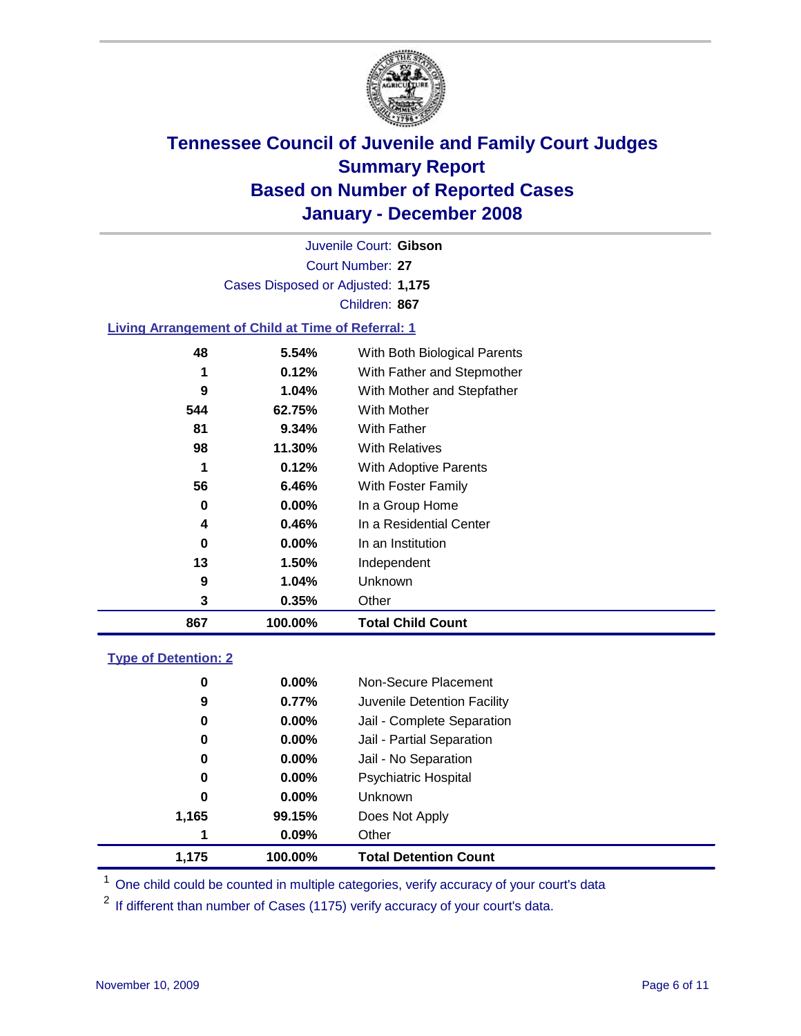# Tennessee Council of Juvenile and Family Court Judges
# Summary Report
# Based on Number of Reported Cases
# January - December 2008

Juvenile Court: **Gibson**

Court Number: **27**

Cases Disposed or Adjusted: **1,175**

Children: **867**

### Living Arrangement of Child at Time of Referral: 1

| Count | Percent | Category |
|---|---|---|
| 48 | 5.54% | With Both Biological Parents |
| 1 | 0.12% | With Father and Stepmother |
| 9 | 1.04% | With Mother and Stepfather |
| 544 | 62.75% | With Mother |
| 81 | 9.34% | With Father |
| 98 | 11.30% | With Relatives |
| 1 | 0.12% | With Adoptive Parents |
| 56 | 6.46% | With Foster Family |
| 0 | 0.00% | In a Group Home |
| 4 | 0.46% | In a Residential Center |
| 0 | 0.00% | In an Institution |
| 13 | 1.50% | Independent |
| 9 | 1.04% | Unknown |
| 3 | 0.35% | Other |
| **867** | **100.00%** | **Total Child Count** |

### Type of Detention: 2

| Count | Percent | Category |
|---|---|---|
| 0 | 0.00% | Non-Secure Placement |
| 9 | 0.77% | Juvenile Detention Facility |
| 0 | 0.00% | Jail - Complete Separation |
| 0 | 0.00% | Jail - Partial Separation |
| 0 | 0.00% | Jail - No Separation |
| 0 | 0.00% | Psychiatric Hospital |
| 0 | 0.00% | Unknown |
| 1,165 | 99.15% | Does Not Apply |
| 1 | 0.09% | Other |
| **1,175** | **100.00%** | **Total Detention Count** |

[1] One child could be counted in multiple categories, verify accuracy of your court's data

[2] If different than number of Cases (1175) verify accuracy of your court's data.

November 10, 2009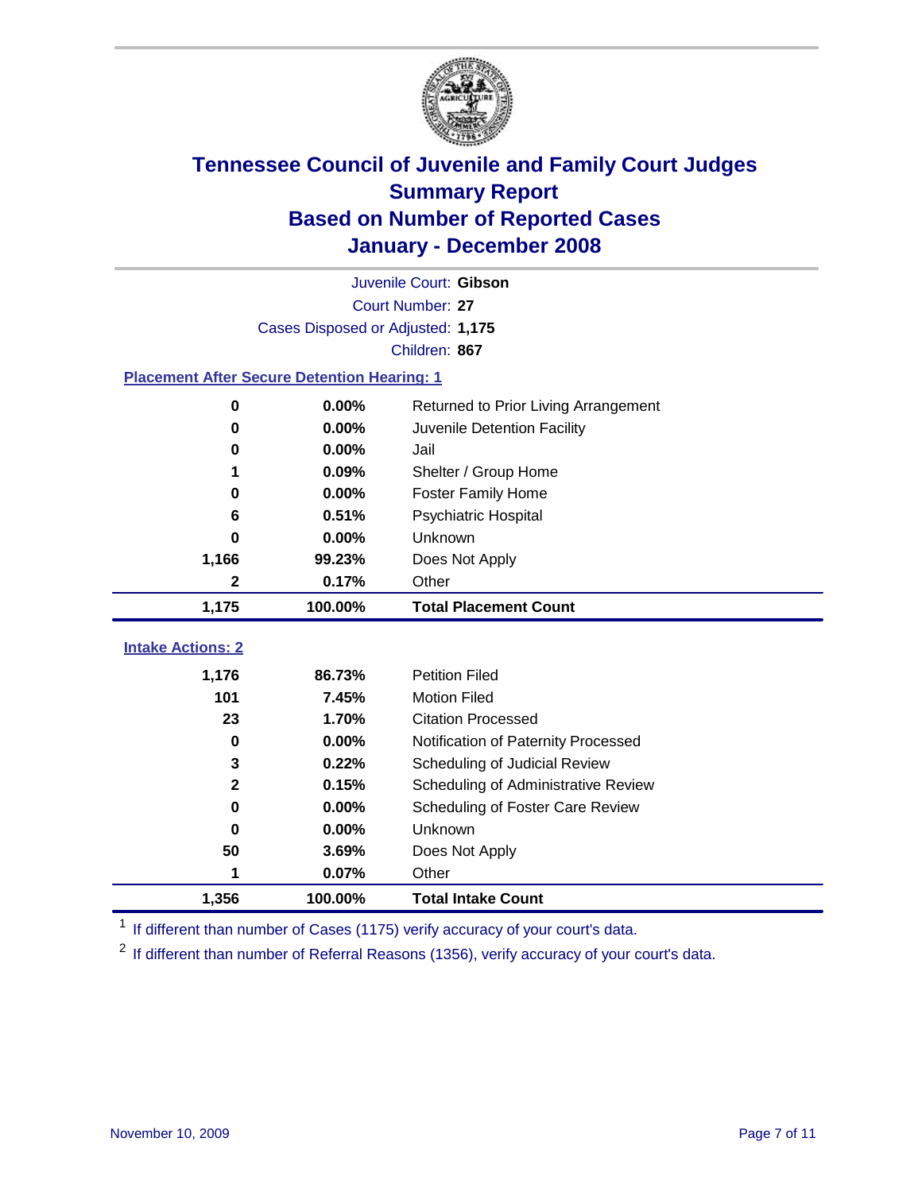# Tennessee Council of Juvenile and Family Court Judges
## Summary Report
## Based on Number of Reported Cases
## January - December 2008

Juvenile Court: **Gibson**
Court Number: **27**
Cases Disposed or Adjusted: **1,175**
Children: **867**

### Placement After Secure Detention Hearing: 1

| Count | Percent | Placement |
|---|---|---|
| 0 | 0.00% | Returned to Prior Living Arrangement |
| 0 | 0.00% | Juvenile Detention Facility |
| 0 | 0.00% | Jail |
| 1 | 0.09% | Shelter / Group Home |
| 0 | 0.00% | Foster Family Home |
| 6 | 0.51% | Psychiatric Hospital |
| 0 | 0.00% | Unknown |
| 1,166 | 99.23% | Does Not Apply |
| 2 | 0.17% | Other |
| **1,175** | **100.00%** | **Total Placement Count** |

### Intake Actions: 2

| Count | Percent | Intake Action |
|---|---|---|
| 1,176 | 86.73% | Petition Filed |
| 101 | 7.45% | Motion Filed |
| 23 | 1.70% | Citation Processed |
| 0 | 0.00% | Notification of Paternity Processed |
| 3 | 0.22% | Scheduling of Judicial Review |
| 2 | 0.15% | Scheduling of Administrative Review |
| 0 | 0.00% | Scheduling of Foster Care Review |
| 0 | 0.00% | Unknown |
| 50 | 3.69% | Does Not Apply |
| 1 | 0.07% | Other |
| **1,356** | **100.00%** | **Total Intake Count** |

[1] If different than number of Cases (1175) verify accuracy of your court's data.

[2] If different than number of Referral Reasons (1356), verify accuracy of your court's data.

November 10, 2009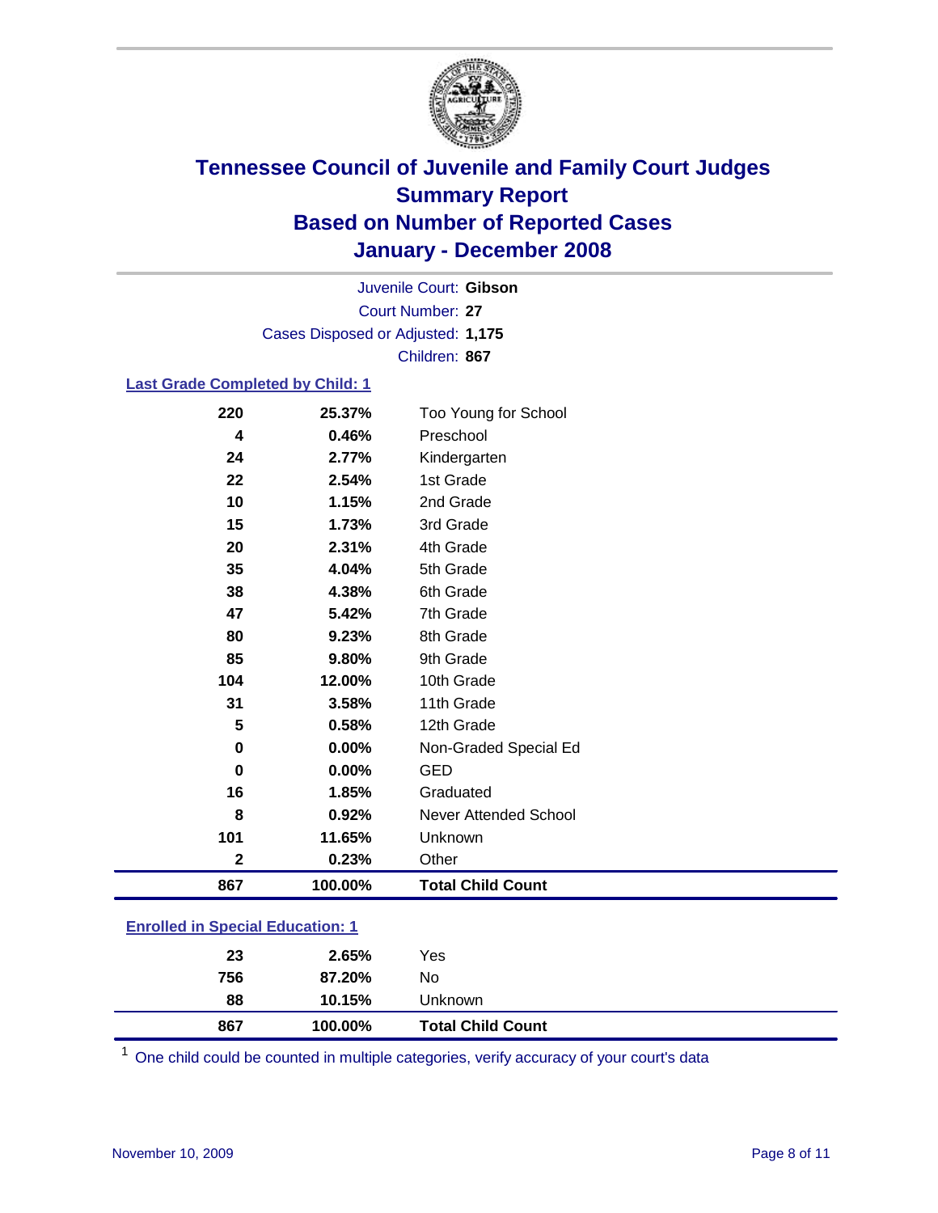# Tennessee Council of Juvenile and Family Court Judges
## Summary Report
## Based on Number of Reported Cases
## January - December 2008

Juvenile Court: **Gibson**

Court Number: **27**

Cases Disposed or Adjusted: **1,175**

Children: **867**

### Last Grade Completed by Child: 1

| Count | Percent | Category |
|---|---|---|
| 220 | 25.37% | Too Young for School |
| 4 | 0.46% | Preschool |
| 24 | 2.77% | Kindergarten |
| 22 | 2.54% | 1st Grade |
| 10 | 1.15% | 2nd Grade |
| 15 | 1.73% | 3rd Grade |
| 20 | 2.31% | 4th Grade |
| 35 | 4.04% | 5th Grade |
| 38 | 4.38% | 6th Grade |
| 47 | 5.42% | 7th Grade |
| 80 | 9.23% | 8th Grade |
| 85 | 9.80% | 9th Grade |
| 104 | 12.00% | 10th Grade |
| 31 | 3.58% | 11th Grade |
| 5 | 0.58% | 12th Grade |
| 0 | 0.00% | Non-Graded Special Ed |
| 0 | 0.00% | GED |
| 16 | 1.85% | Graduated |
| 8 | 0.92% | Never Attended School |
| 101 | 11.65% | Unknown |
| 2 | 0.23% | Other |
| **867** | **100.00%** | **Total Child Count** |

### Enrolled in Special Education: 1

| Count | Percent | Category |
|---|---|---|
| 23 | 2.65% | Yes |
| 756 | 87.20% | No |
| 88 | 10.15% | Unknown |
| **867** | **100.00%** | **Total Child Count** |

[1] One child could be counted in multiple categories, verify accuracy of your court's data

November 10, 2009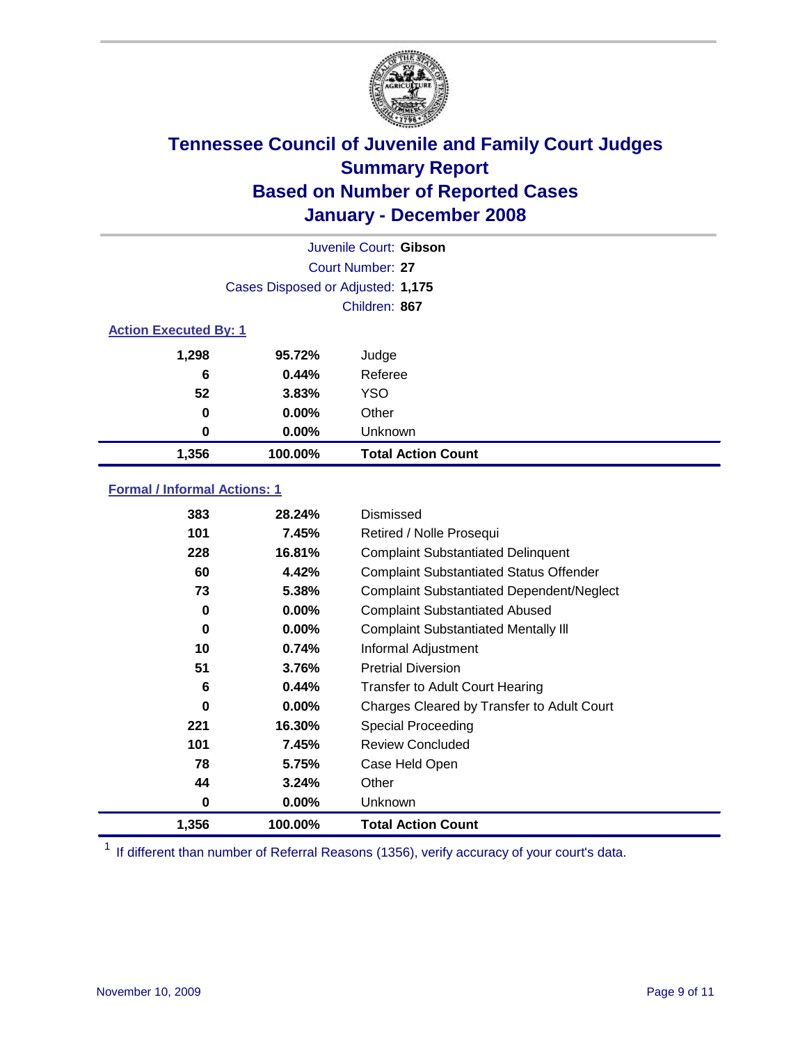# Tennessee Council of Juvenile and Family Court Judges
## Summary Report
## Based on Number of Reported Cases
## January - December 2008

Juvenile Court: **Gibson**

Court Number: **27**

Cases Disposed or Adjusted: **1,175**

Children: **867**

### Action Executed By: 1

| | | |
|---|---|---|
| 1,298 | 95.72% | Judge |
| 6 | 0.44% | Referee |
| 52 | 3.83% | YSO |
| 0 | 0.00% | Other |
| 0 | 0.00% | Unknown |
| **1,356** | **100.00%** | **Total Action Count** |

### Formal / Informal Actions: 1

| | | |
|---|---|---|
| 383 | 28.24% | Dismissed |
| 101 | 7.45% | Retired / Nolle Prosequi |
| 228 | 16.81% | Complaint Substantiated Delinquent |
| 60 | 4.42% | Complaint Substantiated Status Offender |
| 73 | 5.38% | Complaint Substantiated Dependent/Neglect |
| 0 | 0.00% | Complaint Substantiated Abused |
| 0 | 0.00% | Complaint Substantiated Mentally Ill |
| 10 | 0.74% | Informal Adjustment |
| 51 | 3.76% | Pretrial Diversion |
| 6 | 0.44% | Transfer to Adult Court Hearing |
| 0 | 0.00% | Charges Cleared by Transfer to Adult Court |
| 221 | 16.30% | Special Proceeding |
| 101 | 7.45% | Review Concluded |
| 78 | 5.75% | Case Held Open |
| 44 | 3.24% | Other |
| 0 | 0.00% | Unknown |
| **1,356** | **100.00%** | **Total Action Count** |

[1] If different than number of Referral Reasons (1356), verify accuracy of your court's data.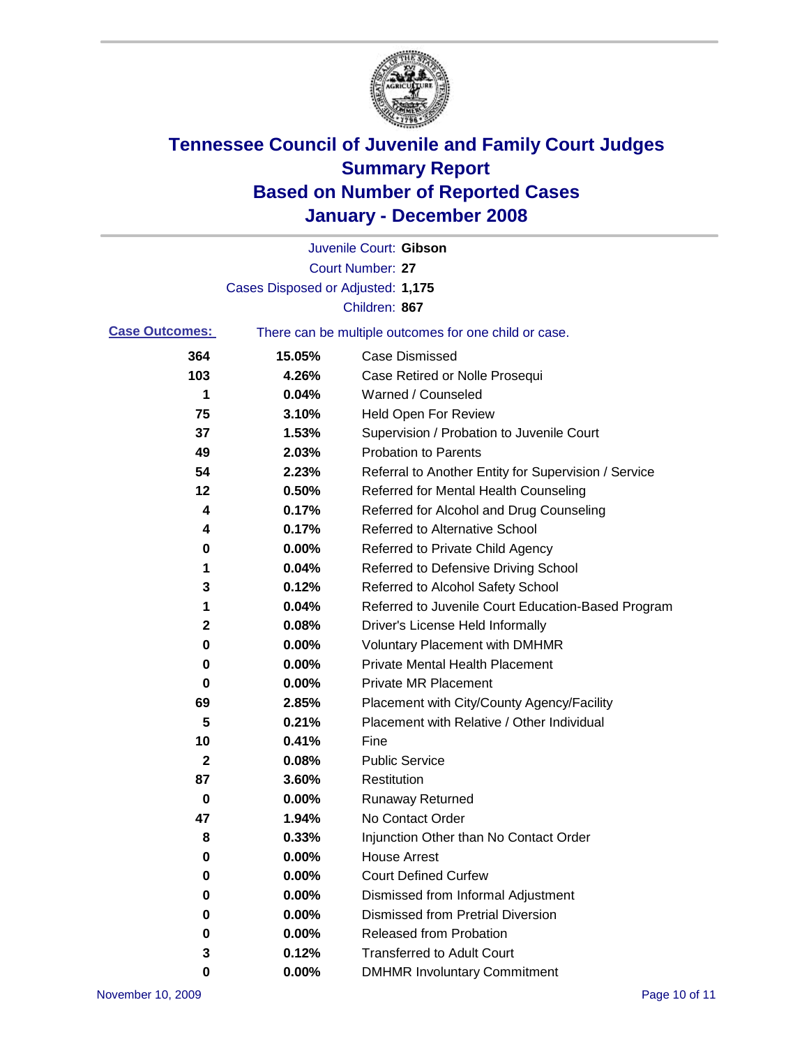# Tennessee Council of Juvenile and Family Court Judges
## Summary Report
## Based on Number of Reported Cases
## January - December 2008

Juvenile Court: **Gibson**
Court Number: **27**
Cases Disposed or Adjusted: **1,175**
Children: **867**

**Case Outcomes:** There can be multiple outcomes for one child or case.

| Count | Percent | Outcome |
|---|---|---|
| 364 | 15.05% | Case Dismissed |
| 103 | 4.26% | Case Retired or Nolle Prosequi |
| 1 | 0.04% | Warned / Counseled |
| 75 | 3.10% | Held Open For Review |
| 37 | 1.53% | Supervision / Probation to Juvenile Court |
| 49 | 2.03% | Probation to Parents |
| 54 | 2.23% | Referral to Another Entity for Supervision / Service |
| 12 | 0.50% | Referred for Mental Health Counseling |
| 4 | 0.17% | Referred for Alcohol and Drug Counseling |
| 4 | 0.17% | Referred to Alternative School |
| 0 | 0.00% | Referred to Private Child Agency |
| 1 | 0.04% | Referred to Defensive Driving School |
| 3 | 0.12% | Referred to Alcohol Safety School |
| 1 | 0.04% | Referred to Juvenile Court Education-Based Program |
| 2 | 0.08% | Driver's License Held Informally |
| 0 | 0.00% | Voluntary Placement with DMHMR |
| 0 | 0.00% | Private Mental Health Placement |
| 0 | 0.00% | Private MR Placement |
| 69 | 2.85% | Placement with City/County Agency/Facility |
| 5 | 0.21% | Placement with Relative / Other Individual |
| 10 | 0.41% | Fine |
| 2 | 0.08% | Public Service |
| 87 | 3.60% | Restitution |
| 0 | 0.00% | Runaway Returned |
| 47 | 1.94% | No Contact Order |
| 8 | 0.33% | Injunction Other than No Contact Order |
| 0 | 0.00% | House Arrest |
| 0 | 0.00% | Court Defined Curfew |
| 0 | 0.00% | Dismissed from Informal Adjustment |
| 0 | 0.00% | Dismissed from Pretrial Diversion |
| 0 | 0.00% | Released from Probation |
| 3 | 0.12% | Transferred to Adult Court |
| 0 | 0.00% | DMHMR Involuntary Commitment |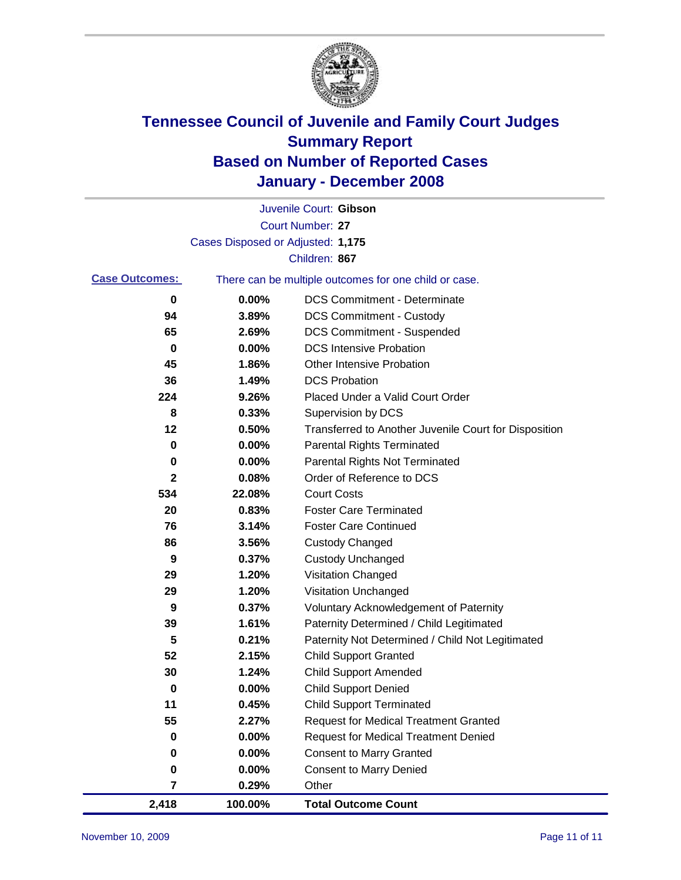# Tennessee Council of Juvenile and Family Court Judges
## Summary Report
## Based on Number of Reported Cases
## January - December 2008

Juvenile Court: **Gibson**

Court Number: **27**

Cases Disposed or Adjusted: **1,175**

Children: **867**

**Case Outcomes:** There can be multiple outcomes for one child or case.

| | | |
|---|---|---|
| 0 | 0.00% | DCS Commitment - Determinate |
| 94 | 3.89% | DCS Commitment - Custody |
| 65 | 2.69% | DCS Commitment - Suspended |
| 0 | 0.00% | DCS Intensive Probation |
| 45 | 1.86% | Other Intensive Probation |
| 36 | 1.49% | DCS Probation |
| 224 | 9.26% | Placed Under a Valid Court Order |
| 8 | 0.33% | Supervision by DCS |
| 12 | 0.50% | Transferred to Another Juvenile Court for Disposition |
| 0 | 0.00% | Parental Rights Terminated |
| 0 | 0.00% | Parental Rights Not Terminated |
| 2 | 0.08% | Order of Reference to DCS |
| 534 | 22.08% | Court Costs |
| 20 | 0.83% | Foster Care Terminated |
| 76 | 3.14% | Foster Care Continued |
| 86 | 3.56% | Custody Changed |
| 9 | 0.37% | Custody Unchanged |
| 29 | 1.20% | Visitation Changed |
| 29 | 1.20% | Visitation Unchanged |
| 9 | 0.37% | Voluntary Acknowledgement of Paternity |
| 39 | 1.61% | Paternity Determined / Child Legitimated |
| 5 | 0.21% | Paternity Not Determined / Child Not Legitimated |
| 52 | 2.15% | Child Support Granted |
| 30 | 1.24% | Child Support Amended |
| 0 | 0.00% | Child Support Denied |
| 11 | 0.45% | Child Support Terminated |
| 55 | 2.27% | Request for Medical Treatment Granted |
| 0 | 0.00% | Request for Medical Treatment Denied |
| 0 | 0.00% | Consent to Marry Granted |
| 0 | 0.00% | Consent to Marry Denied |
| 7 | 0.29% | Other |
| **2,418** | **100.00%** | **Total Outcome Count** |

November 10, 2009